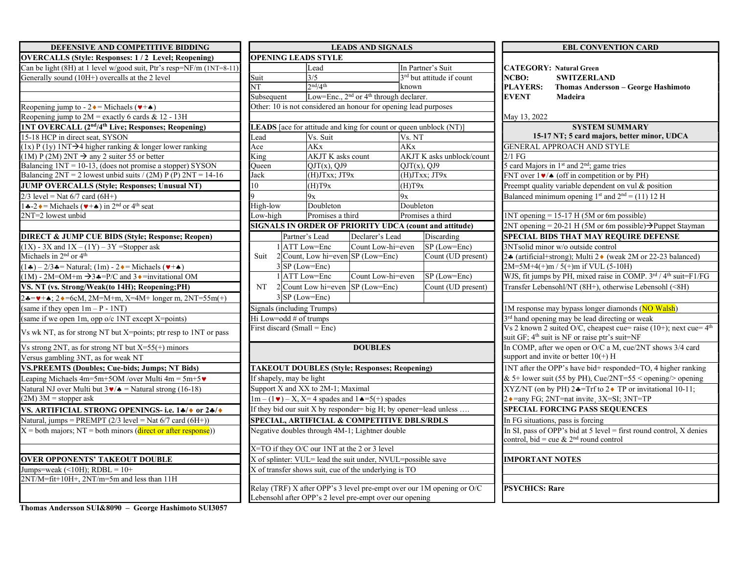## DEFENSIVE AND COMPETITIVE BIDDING

**OVERCALLS (Style: Responses: 1 / 2 Level; Reopening)**

Can be light (8H) at 1 level w/good suit, Ptr's resp=NF/m (1NT=8-11)

Generally sound (10H+) overcalls at the 2 level

Reopening jump to - 2♦= Michaels (♥+♠)

Reopening jump to 2M = exactly 6 cards & 12 - 13H

**1NT OVERCALL (2nd/4th Live; Responses; Reopening)**

15-18 HCP in direct seat, SYSON

(1x) P (1y) 1NT→4 higher ranking & longer lower ranking

(1M) P (2M) 2NT → any 2 suiter 55 or better

Balancing 1NT = 10-13, (does not promise a stopper) SYSON

Balancing 2NT = 2 lowest unbid suits / (2M) P (P) 2NT = 14-16

**JUMP OVERCALLS (Style; Responses; Unusual NT)**

2/3 level = Nat 6/7 card (6H+)

1♣-2♦= Michaels (♥+♠) in 2nd or 4th seat

2NT=2 lowest unbid

**DIRECT & JUMP CUE BIDS (Style; Response; Reopen)**

(1X) - 3X and 1X – (1Y) – 3Y =Stopper ask

Michaels in 2nd or 4th

(1♣) – 2/3♣= Natural; (1m) - 2♦= Michaels (♥+♠)

(1M) - 2M=OM+m →3♣=P/C and 3♦=invitational OM

**VS. NT (vs. Strong/Weak(to 14H); Reopening;PH)**

2♣=♥+♠; 2♦=6cM, 2M=M+m, X=4M+ longer m, 2NT=55m(+)

(same if they open 1m – P - 1NT)

(same if we open 1m, opp o/c 1NT except X=points)

Vs wk NT, as for strong NT but X=points; ptr resp to 1NT or pass

Vs strong 2NT, as for strong NT but X=55(+) minors

Versus gambling 3NT, as for weak NT

**VS.PREEMTS (Doubles; Cue-bids; Jumps; NT Bids)**

Leaping Michaels 4m=5m+5OM /over Multi 4m = 5m+5♥

Natural NJ over Multi but 3♥/♠ = Natural strong (16-18)

(2M) 3M = stopper ask

**VS. ARTIFICIAL STRONG OPENINGS- i.e. 1♣/♦ or 2♣/♦**

Natural, jumps = PREMPT (2/3 level = Nat 6/7 card (6H+))

X = both majors; NT = both minors (direct or after response))

**OVER OPPONENTS' TAKEOUT DOUBLE**

Jumps=weak (<10H); RDBL = 10+

2NT/M=fit+10H+, 2NT/m=5m and less than 11H

Thomas Andersson SUI&8090 – George Hashimoto SUI3057

## LEADS AND SIGNALS

**OPENING LEADS STYLE**

| | Lead | In Partner's Suit |
|---|---|---|
| Suit | 3/5 | 3rd but attitude if count |
| NT | 2nd/4th | known |
| Subsequent | Low=Enc., 2nd or 4th through declarer. | |

Other: 10 is not considered an honour for opening lead purposes

**LEADS** [ace for attitude and king for count or queen unblock (NT)]

| Lead | Vs. Suit | Vs. NT |
|---|---|---|
| Ace | AKx | AKx |
| King | AKJT K asks count | AKJT K asks unblock/count |
| Queen | QJT(x), QJ9 | QJT(x), QJ9 |
| Jack | (H)JTxx; JT9x | (H)JTxx; JT9x |
| 10 | (H)T9x | (H)T9x |
| 9 | 9x | 9x |
| High-low | Doubleton | Doubleton |
| Low-high | Promises a third | Promises a third |

**SIGNALS IN ORDER OF PRIORITY UDCA (count and attitude)**

| | | Partner's Lead | Declarer's Lead | Discarding |
|---|---|---|---|---|
| Suit | 1 | ATT Low=Enc | Count Low-hi=even | SP (Low=Enc) |
| | 2 | Count, Low hi=even | SP (Low=Enc) | Count (UD present) |
| | 3 | SP (Low=Enc) | | |
| NT | 1 | ATT Low=Enc | Count Low-hi=even | SP (Low=Enc) |
| | 2 | Count Low hi=even | SP (Low=Enc) | Count (UD present) |
| | 3 | SP (Low=Enc) | | |

Signals (including Trumps)

Hi Low=odd # of trumps

First discard (Small = Enc)

## DOUBLES

**TAKEOUT DOUBLES (Style; Responses; Reopening)**

If shapely, may be light

Support X and XX to 2M-1; Maximal

1m – (1♥) – X, X= 4 spades and 1♠=5(+) spades

If they bid our suit X by responder= big H; by opener=lead unless ….

**SPECIAL, ARTIFICIAL & COMPETITIVE DBLS/RDLS**

Negative doubles through 4M-1; Lightner double

X=TO if they O/C our 1NT at the 2 or 3 level

X of splinter: VUL= lead the suit under, NVUL=possible save

X of transfer shows suit, cue of the underlying is TO

Relay (TRF) X after OPP's 3 level pre-empt over our 1M opening or O/C

Lebensohl after OPP's 2 level pre-empt over our opening

## EBL CONVENTION CARD

**CATEGORY:** Natural Green

**NCBO:** SWITZERLAND

**PLAYERS:** Thomas Andersson – George Hashimoto

**EVENT** Madeira

May 13, 2022

**SYSTEM SUMMARY**

**15-17 NT; 5 card majors, better minor, UDCA**

GENERAL APPROACH AND STYLE

2/1 FG

5 card Majors in 1st and 2nd; game tries

FNT over 1♥/♠ (off in competition or by PH)

Preempt quality variable dependent on vul & position

Balanced minimum opening 1st and 2nd = (11) 12 H

1NT opening = 15-17 H (5M or 6m possible)

2NT opening = 20-21 H (5M or 6m possible)→Puppet Stayman

**SPECIAL BIDS THAT MAY REQUIRE DEFENSE**

3NTsolid minor w/o outside control

2♣ (artificial+strong); Multi 2♦ (weak 2M or 22-23 balanced)

2M=5M+4(+)m / 5(+)m if VUL (5-10H)

WJS, fit jumps by PH, mixed raise in COMP. 3rd / 4th suit=F1/FG

Transfer Lebensohl/NT (8H+), otherwise Lebensohl (<8H)

1M response may bypass longer diamonds (NO Walsh)

3rd hand opening may be lead directing or weak

Vs 2 known 2 suited O/C, cheapest cue= raise (10+); next cue= 4th suit GF; 4th suit is NF or raise ptr's suit=NF

In COMP, after we open or O/C a M, cue/2NT shows 3/4 card support and invite or better 10(+) H

1NT after the OPP's have bid+ responded=TO, 4 higher ranking & 5+ lower suit (55 by PH), Cue/2NT=55 < opening/> opening

XYZ/NT (on by PH) 2♣=Trf to 2♦ TP or invitational 10-11; 2♦=any FG; 2NT=nat invite, 3X=SI; 3NT=TP

**SPECIAL FORCING PASS SEQUENCES**

In FG situations, pass is forcing

In SI, pass of OPP's bid at 5 level = first round control, X denies control, bid = cue & 2nd round control

**IMPORTANT NOTES**

**PSYCHICS: Rare**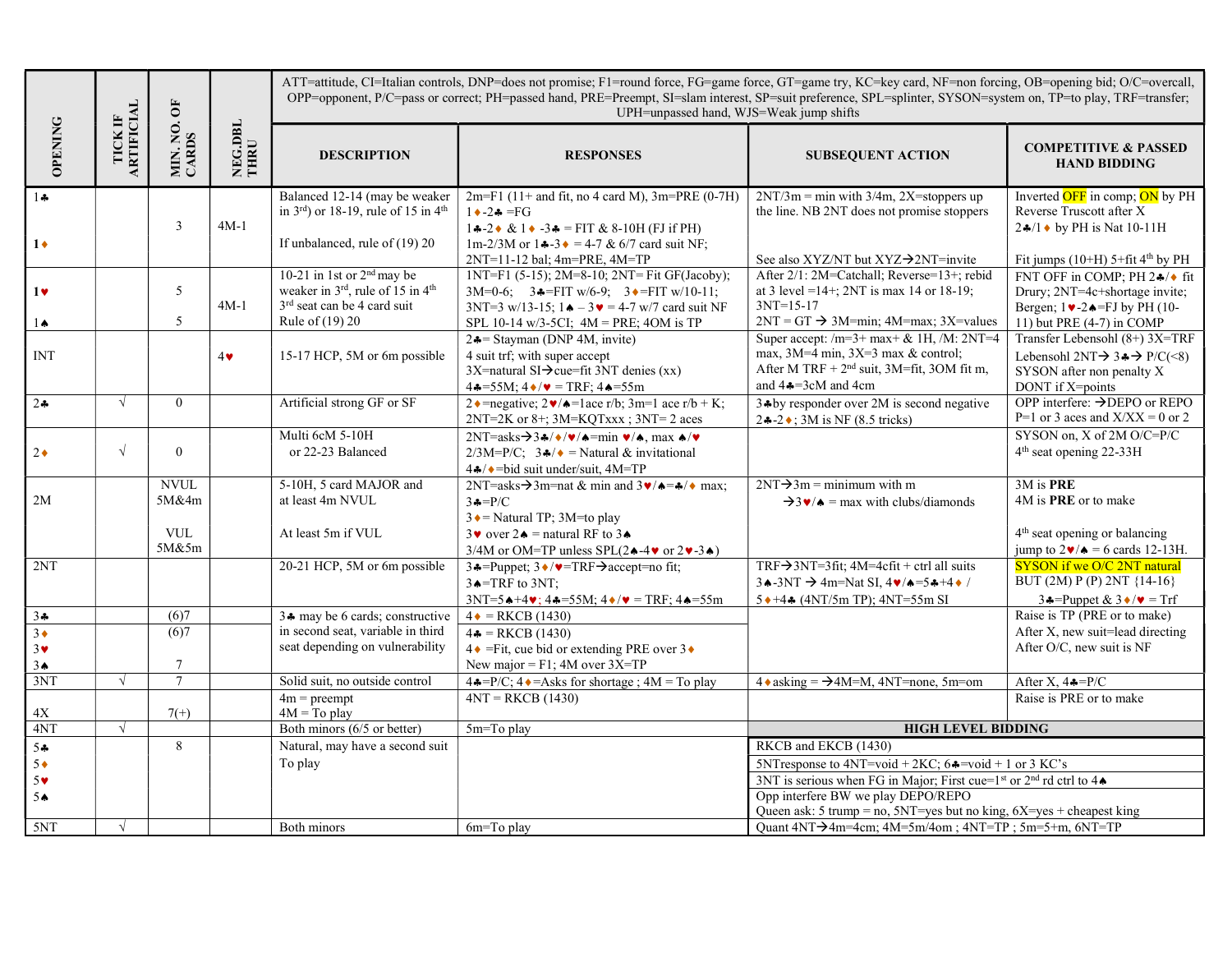| OPENING | TICK IF ARTIFICIAL | MIN. NO. OF CARDS | NEG.DBL THRU | DESCRIPTION | RESPONSES | SUBSEQUENT ACTION | COMPETITIVE & PASSED HAND BIDDING |
|---|---|---|---|---|---|---|---|
| | | | | ATT=attitude, CI=Italian controls, DNP=does not promise; F1=round force, FG=game force, GT=game try, KC=key card, NF=non forcing, OB=opening bid; O/C=overcall, OPP=opponent, P/C=pass or correct; PH=passed hand, PRE=Preempt, SI=slam interest, SP=suit preference, SPL=splinter, SYSON=system on, TP=to play, TRF=transfer; UPH=unpassed hand, WJS=Weak jump shifts | | | |
| 1♣<br><br>1♦ | | 3 | 4M-1 | Balanced 12-14 (may be weaker in 3rd) or 18-19, rule of 15 in 4th<br>If unbalanced, rule of (19) 20 | 2m=F1 (11+ and fit, no 4 card M), 3m=PRE (0-7H)<br>1♦-2♣ =FG<br>1♣-2♦ & 1♦ -3♣ = FIT & 8-10H (FJ if PH)<br>1m-2/3M or 1♣-3♦ = 4-7 & 6/7 card suit NF;<br>2NT=11-12 bal; 4m=PRE, 4M=TP | 2NT/3m = min with 3/4m, 2X=stoppers up the line. NB 2NT does not promise stoppers<br><br>See also XYZ/NT but XYZ→2NT=invite | Inverted OFF in comp; ON by PH<br>Reverse Truscott after X<br>2♣/1♦ by PH is Nat 10-11H<br><br>Fit jumps (10+H) 5+fit 4th by PH |
| 1♥<br><br>1♠ | | 5<br><br>5 | 4M-1 | 10-21 in 1st or 2nd may be weaker in 3rd, rule of 15 in 4th<br>3rd seat can be 4 card suit<br>Rule of (19) 20 | 1NT=F1 (5-15); 2M=8-10; 2NT= Fit GF(Jacoby);<br>3M=0-6; 3♣=FIT w/6-9; 3♦=FIT w/10-11;<br>3NT=3 w/13-15; 1♠ – 3♥ = 4-7 w/7 card suit NF<br>SPL 10-14 w/3-5CI; 4M = PRE; 4OM is TP | After 2/1: 2M=Catchall; Reverse=13+; rebid at 3 level =14+; 2NT is max 14 or 18-19;<br>3NT=15-17<br>2NT = GT → 3M=min; 4M=max; 3X=values | FNT OFF in COMP; PH 2♣/♦ fit Drury; 2NT=4c+shortage invite;<br>Bergen; 1♥-2♠=FJ by PH (10-11) but PRE (4-7) in COMP |
| 1NT | | | 4♥ | 15-17 HCP, 5M or 6m possible | 2♣= Stayman (DNP 4M, invite)<br>4 suit trf; with super accept<br>3X=natural SI→cue=fit 3NT denies (xx)<br>4♣=55M; 4♦/♥ = TRF; 4♠=55m | Super accept: /m=3+ max+ & 1H, /M: 2NT=4 max, 3M=4 min, 3X=3 max & control;<br>After M TRF + 2nd suit, 3M=fit, 3OM fit m, and 4♣=3cM and 4cm | Transfer Lebensohl (8+) 3X=TRF<br>Lebensohl 2NT→ 3♣→ P/C(<8)<br>SYSON after non penalty X<br>DONT if X=points |
| 2♣ | √ | 0 | | Artificial strong GF or SF | 2♦=negative; 2♥/♠=1ace r/b; 3m=1 ace r/b + K;<br>2NT=2K or 8+; 3M=KQTxxx ; 3NT= 2 aces | 3♣by responder over 2M is second negative<br>2♣-2♦; 3M is NF (8.5 tricks) | OPP interfere: →DEPO or REPO<br>P=1 or 3 aces and X/XX = 0 or 2 |
| 2♦ | √ | 0 | | Multi 6cM 5-10H<br>or 22-23 Balanced | 2NT=asks→3♣/♦/♥/♠=min ♥/♠, max ♠/♥<br>2/3M=P/C; 3♣/♦ = Natural & invitational<br>4♣/♦=bid suit under/suit, 4M=TP | | SYSON on, X of 2M O/C=P/C<br>4th seat opening 22-33H |
| 2M | | NVUL 5M&4m<br><br>VUL 5M&5m | | 5-10H, 5 card MAJOR and at least 4m NVUL<br><br>At least 5m if VUL | 2NT=asks→3m=nat & min and 3♥/♠=♣/♦ max;<br>3♣=P/C<br>3♦= Natural TP; 3M=to play<br>3♥ over 2♠ = natural RF to 3♠<br>3/4M or OM=TP unless SPL(2♠-4♥ or 2♥-3♠) | 2NT→3m = minimum with m<br>→3♥/♠ = max with clubs/diamonds | 3M is **PRE**<br>4M is **PRE** or to make<br><br>4th seat opening or balancing jump to 2♥/♠ = 6 cards 12-13H. |
| 2NT | | | | 20-21 HCP, 5M or 6m possible | 3♣=Puppet; 3♦/♥=TRF→accept=no fit;<br>3♠=TRF to 3NT;<br>3NT=5♠+4♥; 4♣=55M; 4♦/♥ = TRF; 4♠=55m | TRF→3NT=3fit; 4M=4cfit + ctrl all suits<br>3♠-3NT → 4m=Nat SI, 4♥/♠=5♣+4♦ /<br>5♦+4♣ (4NT/5m TP); 4NT=55m SI | SYSON if we O/C 2NT natural<br>BUT (2M) P (P) 2NT {14-16}<br>3♣=Puppet & 3♦/♥ = Trf |
| 3♣<br>3♦<br>3♥<br>3♠ | | (6)7<br>(6)7<br><br>7 | | 3♣ may be 6 cards; constructive in second seat, variable in third seat depending on vulnerability | 4♦ = RKCB (1430)<br>4♣ = RKCB (1430)<br>4♦ =Fit, cue bid or extending PRE over 3♦<br>New major = F1; 4M over 3X=TP | | Raise is TP (PRE or to make)<br>After X, new suit=lead directing<br>After O/C, new suit is NF |
| 3NT | √ | 7 | | Solid suit, no outside control | 4♣=P/C; 4♦=Asks for shortage ; 4M = To play | 4♦asking = →4M=M, 4NT=none, 5m=om | After X, 4♣=P/C |
| 4X | | 7(+) | | 4m = preempt<br>4M = To play | 4NT = RKCB (1430) | | Raise is PRE or to make |
| 4NT | √ | | | Both minors (6/5 or better) | 5m=To play | **HIGH LEVEL BIDDING** | |
| 5♣<br>5♦<br>5♥<br>5♠ | | 8 | | Natural, may have a second suit<br>To play | | RKCB and EKCB (1430)<br>5NTresponse to 4NT=void + 2KC; 6♣=void + 1 or 3 KC's<br>3NT is serious when FG in Major; First cue=1st or 2nd rd ctrl to 4♠<br>Opp interfere BW we play DEPO/REPO<br>Queen ask: 5 trump = no, 5NT=yes but no king, 6X=yes + cheapest king | |
| 5NT | √ | | | Both minors | 6m=To play | Quant 4NT→4m=4cm; 4M=5m/4om ; 4NT=TP ; 5m=5+m, 6NT=TP | |